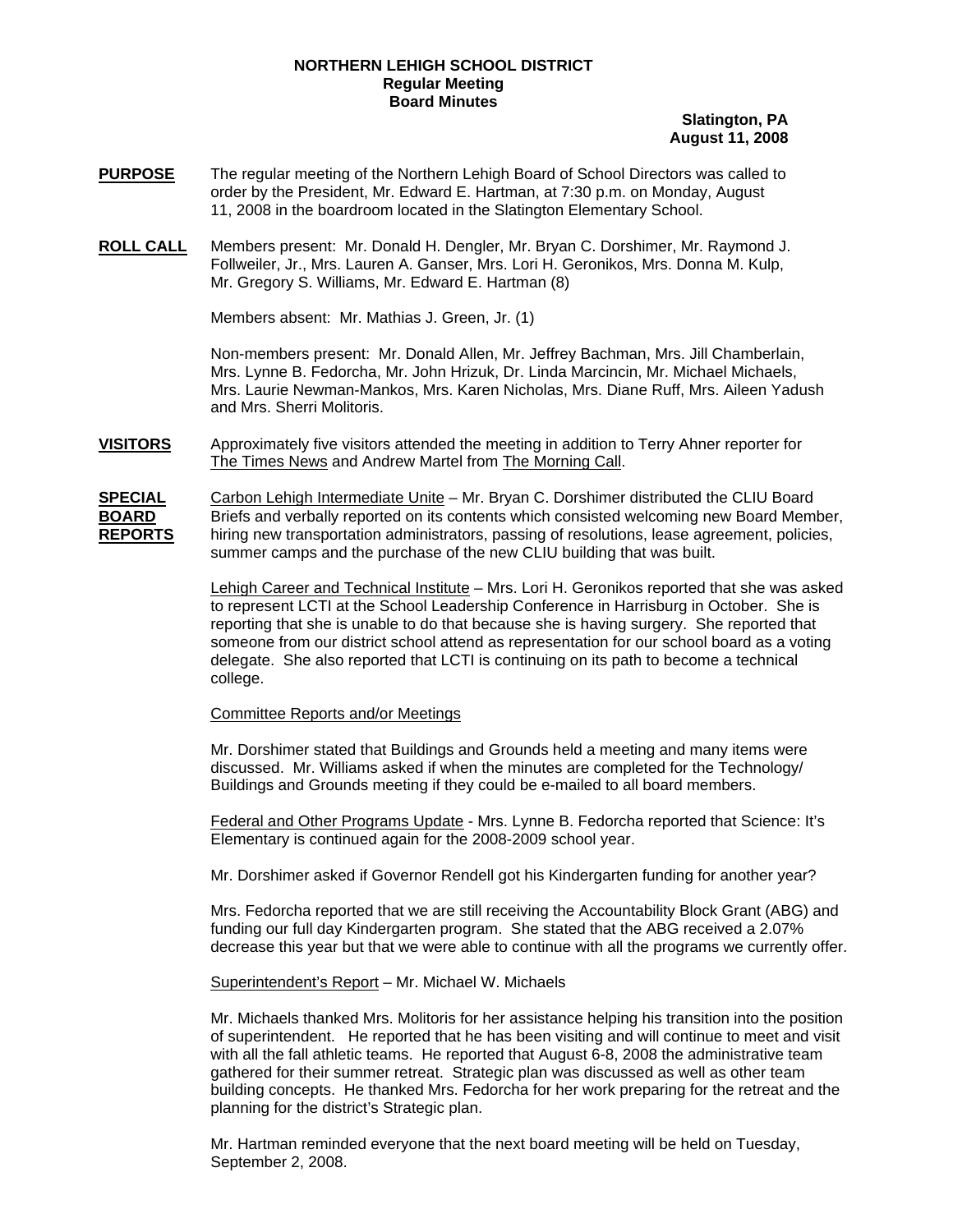**NORTHERN LEHIGH SCHOOL DISTRICT**
**Regular Meeting**
**Board Minutes**

**Slatington, PA**
**August 11, 2008**

**PURPOSE** The regular meeting of the Northern Lehigh Board of School Directors was called to order by the President, Mr. Edward E. Hartman, at 7:30 p.m. on Monday, August 11, 2008 in the boardroom located in the Slatington Elementary School.

**ROLL CALL** Members present: Mr. Donald H. Dengler, Mr. Bryan C. Dorshimer, Mr. Raymond J. Follweiler, Jr., Mrs. Lauren A. Ganser, Mrs. Lori H. Geronikos, Mrs. Donna M. Kulp, Mr. Gregory S. Williams, Mr. Edward E. Hartman (8)

Members absent: Mr. Mathias J. Green, Jr. (1)

Non-members present: Mr. Donald Allen, Mr. Jeffrey Bachman, Mrs. Jill Chamberlain, Mrs. Lynne B. Fedorcha, Mr. John Hrizuk, Dr. Linda Marcincin, Mr. Michael Michaels, Mrs. Laurie Newman-Mankos, Mrs. Karen Nicholas, Mrs. Diane Ruff, Mrs. Aileen Yadush and Mrs. Sherri Molitoris.

**VISITORS** Approximately five visitors attended the meeting in addition to Terry Ahner reporter for The Times News and Andrew Martel from The Morning Call.

**SPECIAL BOARD REPORTS** Carbon Lehigh Intermediate Unite – Mr. Bryan C. Dorshimer distributed the CLIU Board Briefs and verbally reported on its contents which consisted welcoming new Board Member, hiring new transportation administrators, passing of resolutions, lease agreement, policies, summer camps and the purchase of the new CLIU building that was built.

Lehigh Career and Technical Institute – Mrs. Lori H. Geronikos reported that she was asked to represent LCTI at the School Leadership Conference in Harrisburg in October. She is reporting that she is unable to do that because she is having surgery. She reported that someone from our district school attend as representation for our school board as a voting delegate. She also reported that LCTI is continuing on its path to become a technical college.

Committee Reports and/or Meetings

Mr. Dorshimer stated that Buildings and Grounds held a meeting and many items were discussed. Mr. Williams asked if when the minutes are completed for the Technology/ Buildings and Grounds meeting if they could be e-mailed to all board members.

Federal and Other Programs Update - Mrs. Lynne B. Fedorcha reported that Science: It's Elementary is continued again for the 2008-2009 school year.

Mr. Dorshimer asked if Governor Rendell got his Kindergarten funding for another year?

Mrs. Fedorcha reported that we are still receiving the Accountability Block Grant (ABG) and funding our full day Kindergarten program. She stated that the ABG received a 2.07% decrease this year but that we were able to continue with all the programs we currently offer.

Superintendent's Report – Mr. Michael W. Michaels

Mr. Michaels thanked Mrs. Molitoris for her assistance helping his transition into the position of superintendent. He reported that he has been visiting and will continue to meet and visit with all the fall athletic teams. He reported that August 6-8, 2008 the administrative team gathered for their summer retreat. Strategic plan was discussed as well as other team building concepts. He thanked Mrs. Fedorcha for her work preparing for the retreat and the planning for the district's Strategic plan.

Mr. Hartman reminded everyone that the next board meeting will be held on Tuesday, September 2, 2008.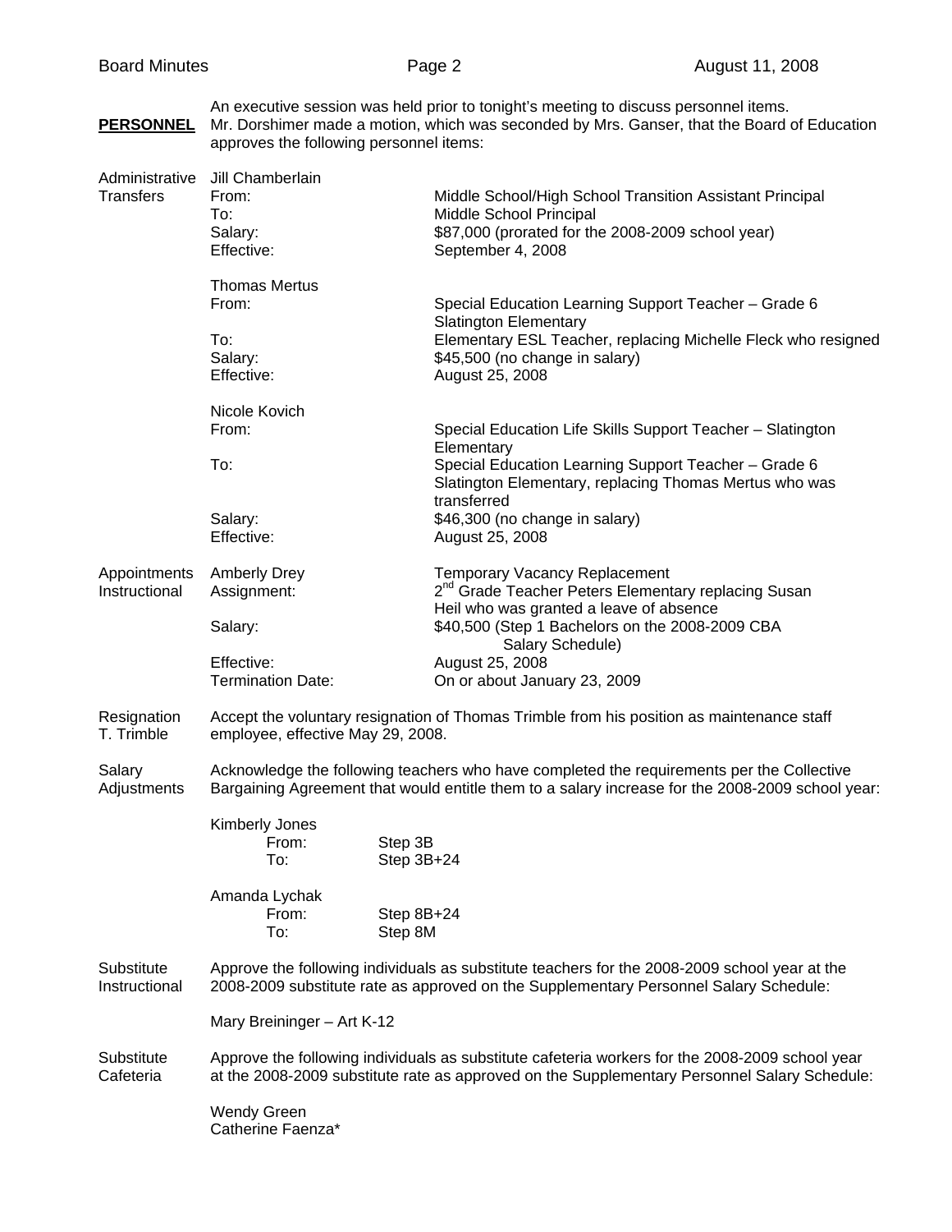**PERSONNEL**

An executive session was held prior to tonight's meeting to discuss personnel items. Mr. Dorshimer made a motion, which was seconded by Mrs. Ganser, that the Board of Education approves the following personnel items:

**Administrative Transfers**

Jill Chamberlain

| | |
|---|---|
| From: | Middle School/High School Transition Assistant Principal |
| To: | Middle School Principal |
| Salary: | $87,000 (prorated for the 2008-2009 school year) |
| Effective: | September 4, 2008 |

Thomas Mertus

| | |
|---|---|
| From: | Special Education Learning Support Teacher – Grade 6 Slatington Elementary |
| To: | Elementary ESL Teacher, replacing Michelle Fleck who resigned |
| Salary: | $45,500 (no change in salary) |
| Effective: | August 25, 2008 |

Nicole Kovich

| | |
|---|---|
| From: | Special Education Life Skills Support Teacher – Slatington Elementary |
| To: | Special Education Learning Support Teacher – Grade 6 Slatington Elementary, replacing Thomas Mertus who was transferred |
| Salary: | $46,300 (no change in salary) |
| Effective: | August 25, 2008 |

**Appointments Instructional**

| | |
|---|---|
| Amberly Drey | Temporary Vacancy Replacement |
| Assignment: | 2nd Grade Teacher Peters Elementary replacing Susan Heil who was granted a leave of absence |
| Salary: | $40,500 (Step 1 Bachelors on the 2008-2009 CBA Salary Schedule) |
| Effective: | August 25, 2008 |
| Termination Date: | On or about January 23, 2009 |

**Resignation T. Trimble**

Accept the voluntary resignation of Thomas Trimble from his position as maintenance staff employee, effective May 29, 2008.

**Salary Adjustments**

Acknowledge the following teachers who have completed the requirements per the Collective Bargaining Agreement that would entitle them to a salary increase for the 2008-2009 school year:

Kimberly Jones

| | |
|---|---|
| From: | Step 3B |
| To: | Step 3B+24 |

Amanda Lychak

| | |
|---|---|
| From: | Step 8B+24 |
| To: | Step 8M |

**Substitute Instructional**

Approve the following individuals as substitute teachers for the 2008-2009 school year at the 2008-2009 substitute rate as approved on the Supplementary Personnel Salary Schedule:

Mary Breininger – Art K-12

**Substitute Cafeteria**

Approve the following individuals as substitute cafeteria workers for the 2008-2009 school year at the 2008-2009 substitute rate as approved on the Supplementary Personnel Salary Schedule:

Wendy Green
Catherine Faenza*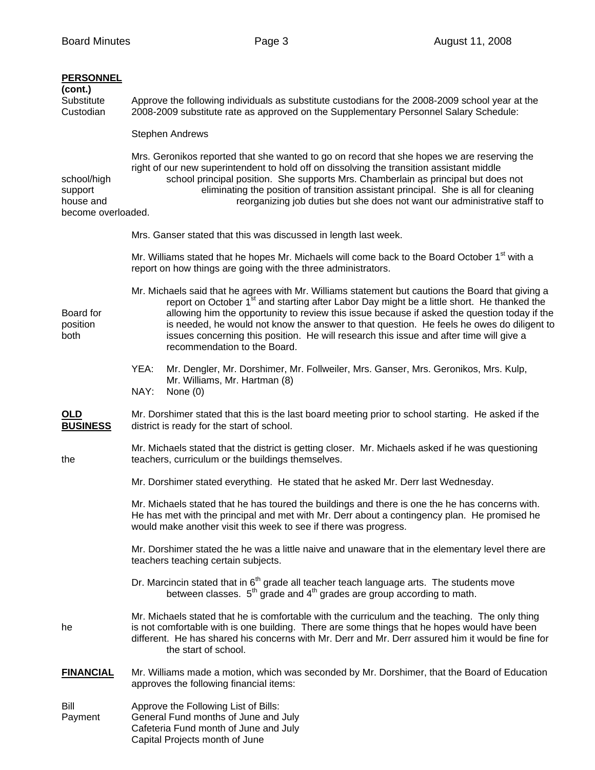**PERSONNEL (cont.)**

Substitute Custodian

Approve the following individuals as substitute custodians for the 2008-2009 school year at the 2008-2009 substitute rate as approved on the Supplementary Personnel Salary Schedule:

Stephen Andrews

Mrs. Geronikos reported that she wanted to go on record that she hopes we are reserving the right of our new superintendent to hold off on dissolving the transition assistant middle school/high school principal position. She supports Mrs. Chamberlain as principal but does not support eliminating the position of transition assistant principal. She is all for cleaning house and reorganizing job duties but she does not want our administrative staff to become overloaded.

Mrs. Ganser stated that this was discussed in length last week.

Mr. Williams stated that he hopes Mr. Michaels will come back to the Board October 1st with a report on how things are going with the three administrators.

Mr. Michaels said that he agrees with Mr. Williams statement but cautions the Board that giving a report on October 1st and starting after Labor Day might be a little short. He thanked the Board for allowing him the opportunity to review this issue because if asked the question today if the position is needed, he would not know the answer to that question. He feels he owes do diligent to both issues concerning this position. He will research this issue and after time will give a recommendation to the Board.

YEA: Mr. Dengler, Mr. Dorshimer, Mr. Follweiler, Mrs. Ganser, Mrs. Geronikos, Mrs. Kulp, Mr. Williams, Mr. Hartman (8)
NAY: None (0)

**OLD BUSINESS**

Mr. Dorshimer stated that this is the last board meeting prior to school starting. He asked if the district is ready for the start of school.

Mr. Michaels stated that the district is getting closer. Mr. Michaels asked if he was questioning the teachers, curriculum or the buildings themselves.

Mr. Dorshimer stated everything. He stated that he asked Mr. Derr last Wednesday.

Mr. Michaels stated that he has toured the buildings and there is one the he has concerns with. He has met with the principal and met with Mr. Derr about a contingency plan. He promised he would make another visit this week to see if there was progress.

Mr. Dorshimer stated the he was a little naive and unaware that in the elementary level there are teachers teaching certain subjects.

Dr. Marcincin stated that in 6th grade all teacher teach language arts. The students move between classes. 5th grade and 4th grades are group according to math.

Mr. Michaels stated that he is comfortable with the curriculum and the teaching. The only thing he is not comfortable with is one building. There are some things that he hopes would have been different. He has shared his concerns with Mr. Derr and Mr. Derr assured him it would be fine for the start of school.

**FINANCIAL**

Mr. Williams made a motion, which was seconded by Mr. Dorshimer, that the Board of Education approves the following financial items:

Bill Payment

Approve the Following List of Bills:
General Fund months of June and July
Cafeteria Fund month of June and July
Capital Projects month of June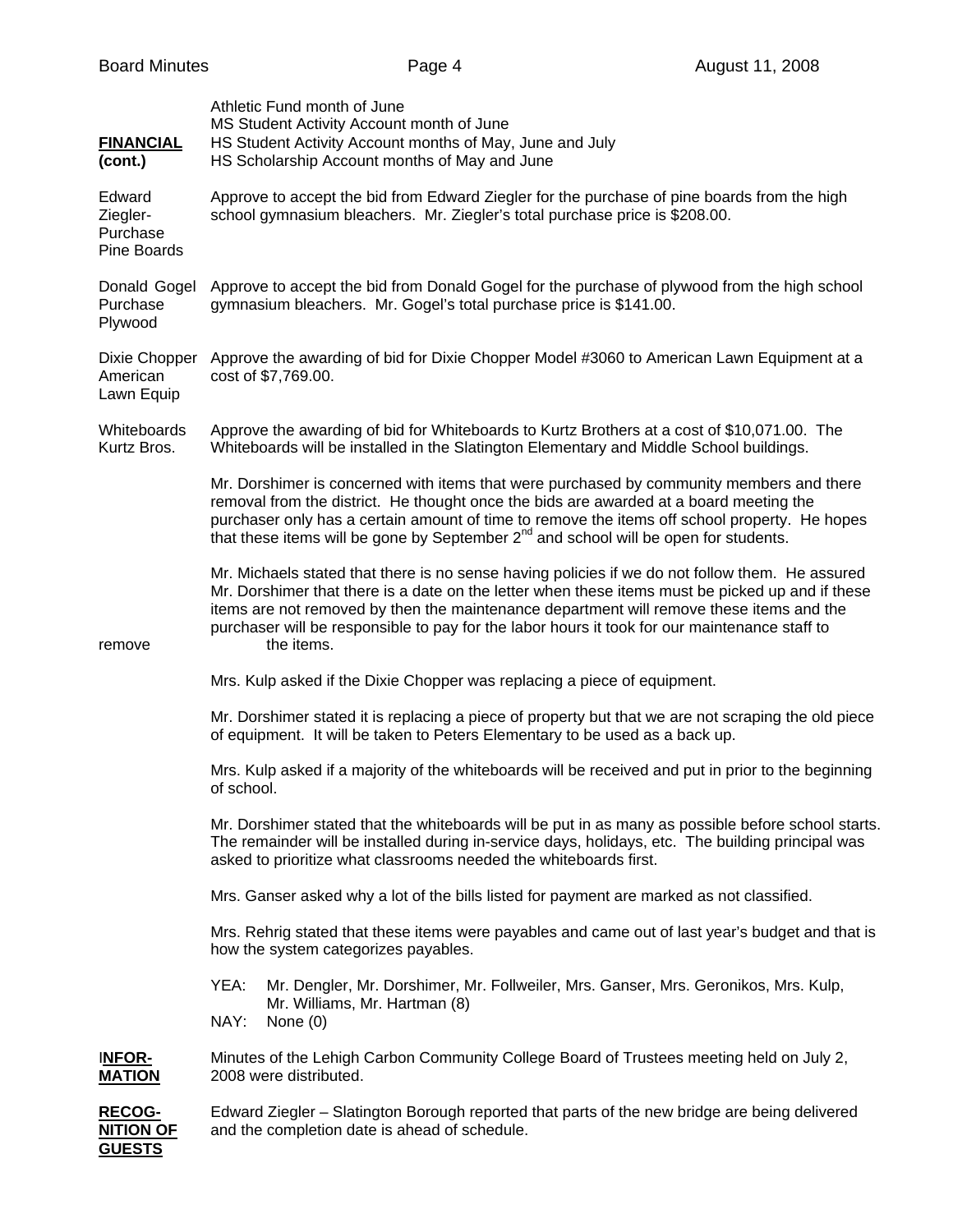**FINANCIAL (cont.)**

Athletic Fund month of June
MS Student Activity Account month of June
HS Student Activity Account months of May, June and July
HS Scholarship Account months of May and June

**Edward Ziegler- Purchase Pine Boards**

Approve to accept the bid from Edward Ziegler for the purchase of pine boards from the high school gymnasium bleachers. Mr. Ziegler's total purchase price is $208.00.

**Donald Gogel Purchase Plywood**

Approve to accept the bid from Donald Gogel for the purchase of plywood from the high school gymnasium bleachers. Mr. Gogel's total purchase price is $141.00.

**Dixie Chopper American Lawn Equip**

Approve the awarding of bid for Dixie Chopper Model #3060 to American Lawn Equipment at a cost of $7,769.00.

**Whiteboards Kurtz Bros.**

Approve the awarding of bid for Whiteboards to Kurtz Brothers at a cost of $10,071.00. The Whiteboards will be installed in the Slatington Elementary and Middle School buildings.

Mr. Dorshimer is concerned with items that were purchased by community members and there removal from the district. He thought once the bids are awarded at a board meeting the purchaser only has a certain amount of time to remove the items off school property. He hopes that these items will be gone by September 2nd and school will be open for students.

Mr. Michaels stated that there is no sense having policies if we do not follow them. He assured Mr. Dorshimer that there is a date on the letter when these items must be picked up and if these items are not removed by then the maintenance department will remove these items and the purchaser will be responsible to pay for the labor hours it took for our maintenance staff to remove the items.

Mrs. Kulp asked if the Dixie Chopper was replacing a piece of equipment.

Mr. Dorshimer stated it is replacing a piece of property but that we are not scraping the old piece of equipment. It will be taken to Peters Elementary to be used as a back up.

Mrs. Kulp asked if a majority of the whiteboards will be received and put in prior to the beginning of school.

Mr. Dorshimer stated that the whiteboards will be put in as many as possible before school starts. The remainder will be installed during in-service days, holidays, etc. The building principal was asked to prioritize what classrooms needed the whiteboards first.

Mrs. Ganser asked why a lot of the bills listed for payment are marked as not classified.

Mrs. Rehrig stated that these items were payables and came out of last year's budget and that is how the system categorizes payables.

YEA: Mr. Dengler, Mr. Dorshimer, Mr. Follweiler, Mrs. Ganser, Mrs. Geronikos, Mrs. Kulp, Mr. Williams, Mr. Hartman (8)
NAY: None (0)

**INFOR-MATION**

Minutes of the Lehigh Carbon Community College Board of Trustees meeting held on July 2, 2008 were distributed.

**RECOG-NITION OF GUESTS**

Edward Ziegler – Slatington Borough reported that parts of the new bridge are being delivered and the completion date is ahead of schedule.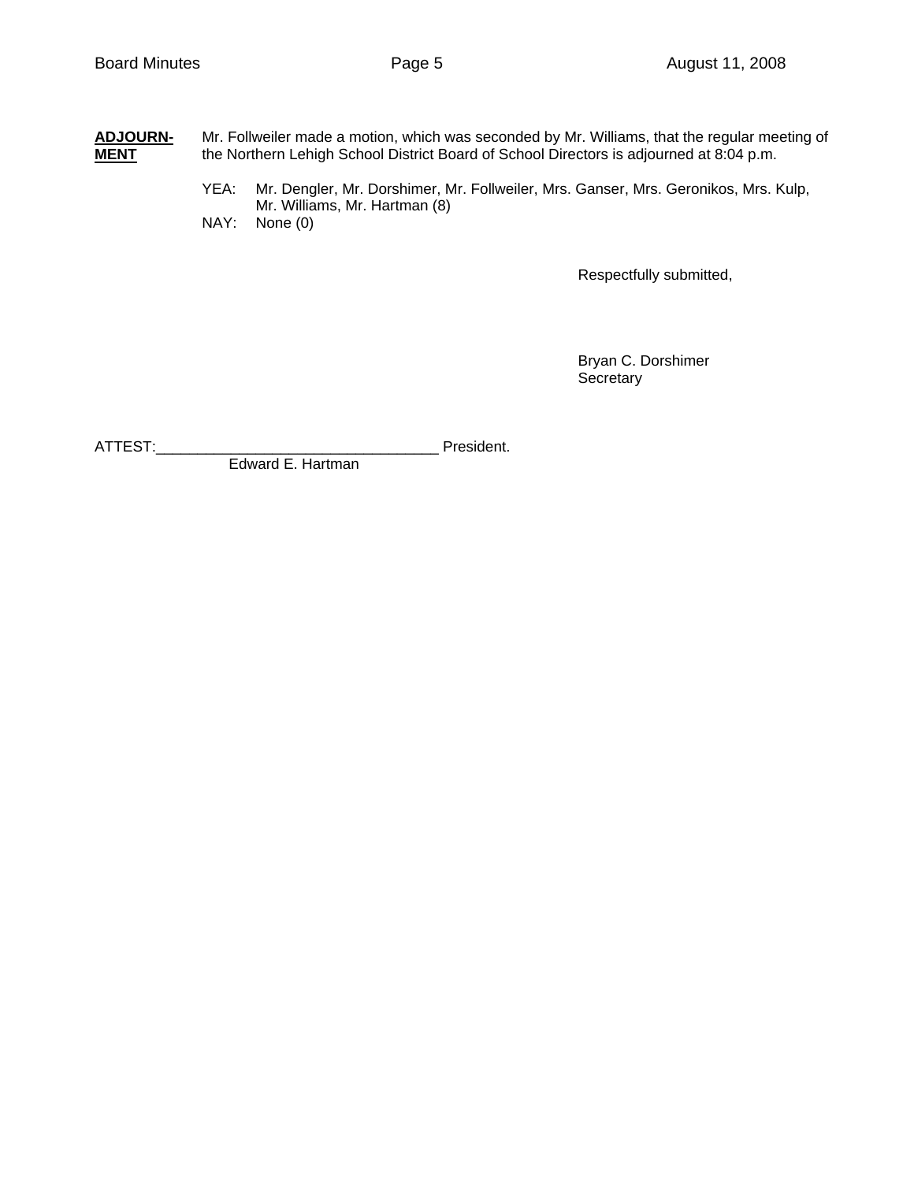**ADJOURN-MENT**

Mr. Follweiler made a motion, which was seconded by Mr. Williams, that the regular meeting of the Northern Lehigh School District Board of School Directors is adjourned at 8:04 p.m.

YEA: Mr. Dengler, Mr. Dorshimer, Mr. Follweiler, Mrs. Ganser, Mrs. Geronikos, Mrs. Kulp, Mr. Williams, Mr. Hartman (8)
NAY: None (0)

Respectfully submitted,

Bryan C. Dorshimer
Secretary

ATTEST:__________________________________ President.
Edward E. Hartman